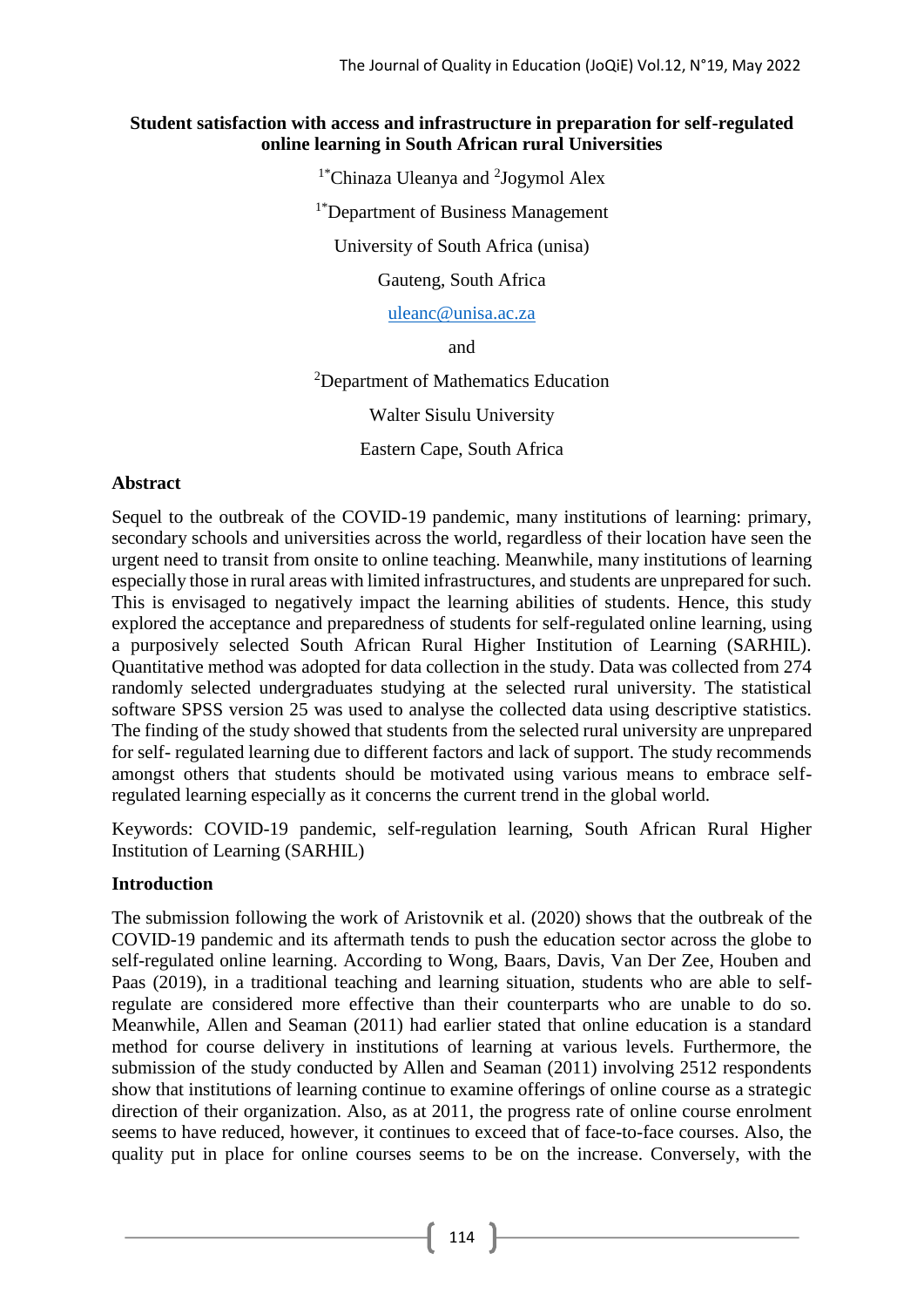# Student satisfaction with access and infrastructure in preparation for self-regulated online learning in South African rural Universities

[1*]Chinaza Uleanya and [2]Jogymol Alex

[1*]Department of Business Management

University of South Africa (unisa)

Gauteng, South Africa

uleanc@unisa.ac.za

and

[2]Department of Mathematics Education

Walter Sisulu University

Eastern Cape, South Africa

## Abstract

Sequel to the outbreak of the COVID-19 pandemic, many institutions of learning: primary, secondary schools and universities across the world, regardless of their location have seen the urgent need to transit from onsite to online teaching. Meanwhile, many institutions of learning especially those in rural areas with limited infrastructures, and students are unprepared for such. This is envisaged to negatively impact the learning abilities of students. Hence, this study explored the acceptance and preparedness of students for self-regulated online learning, using a purposively selected South African Rural Higher Institution of Learning (SARHIL). Quantitative method was adopted for data collection in the study. Data was collected from 274 randomly selected undergraduates studying at the selected rural university. The statistical software SPSS version 25 was used to analyse the collected data using descriptive statistics. The finding of the study showed that students from the selected rural university are unprepared for self- regulated learning due to different factors and lack of support. The study recommends amongst others that students should be motivated using various means to embrace self-regulated learning especially as it concerns the current trend in the global world.

Keywords: COVID-19 pandemic, self-regulation learning, South African Rural Higher Institution of Learning (SARHIL)

## Introduction

The submission following the work of Aristovnik et al. (2020) shows that the outbreak of the COVID-19 pandemic and its aftermath tends to push the education sector across the globe to self-regulated online learning. According to Wong, Baars, Davis, Van Der Zee, Houben and Paas (2019), in a traditional teaching and learning situation, students who are able to self-regulate are considered more effective than their counterparts who are unable to do so. Meanwhile, Allen and Seaman (2011) had earlier stated that online education is a standard method for course delivery in institutions of learning at various levels. Furthermore, the submission of the study conducted by Allen and Seaman (2011) involving 2512 respondents show that institutions of learning continue to examine offerings of online course as a strategic direction of their organization. Also, as at 2011, the progress rate of online course enrolment seems to have reduced, however, it continues to exceed that of face-to-face courses. Also, the quality put in place for online courses seems to be on the increase. Conversely, with the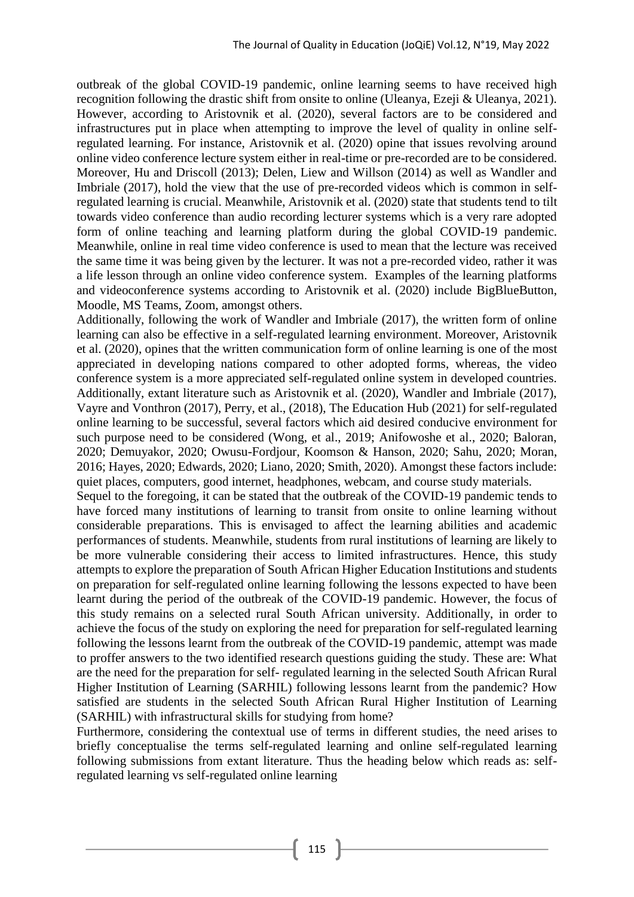outbreak of the global COVID-19 pandemic, online learning seems to have received high recognition following the drastic shift from onsite to online (Uleanya, Ezeji & Uleanya, 2021). However, according to Aristovnik et al. (2020), several factors are to be considered and infrastructures put in place when attempting to improve the level of quality in online self-regulated learning. For instance, Aristovnik et al. (2020) opine that issues revolving around online video conference lecture system either in real-time or pre-recorded are to be considered. Moreover, Hu and Driscoll (2013); Delen, Liew and Willson (2014) as well as Wandler and Imbriale (2017), hold the view that the use of pre-recorded videos which is common in self-regulated learning is crucial. Meanwhile, Aristovnik et al. (2020) state that students tend to tilt towards video conference than audio recording lecturer systems which is a very rare adopted form of online teaching and learning platform during the global COVID-19 pandemic. Meanwhile, online in real time video conference is used to mean that the lecture was received the same time it was being given by the lecturer. It was not a pre-recorded video, rather it was a life lesson through an online video conference system. Examples of the learning platforms and videoconference systems according to Aristovnik et al. (2020) include BigBlueButton, Moodle, MS Teams, Zoom, amongst others.

Additionally, following the work of Wandler and Imbriale (2017), the written form of online learning can also be effective in a self-regulated learning environment. Moreover, Aristovnik et al. (2020), opines that the written communication form of online learning is one of the most appreciated in developing nations compared to other adopted forms, whereas, the video conference system is a more appreciated self-regulated online system in developed countries. Additionally, extant literature such as Aristovnik et al. (2020), Wandler and Imbriale (2017), Vayre and Vonthron (2017), Perry, et al., (2018), The Education Hub (2021) for self-regulated online learning to be successful, several factors which aid desired conducive environment for such purpose need to be considered (Wong, et al., 2019; Anifowoshe et al., 2020; Baloran, 2020; Demuyakor, 2020; Owusu-Fordjour, Koomson & Hanson, 2020; Sahu, 2020; Moran, 2016; Hayes, 2020; Edwards, 2020; Liano, 2020; Smith, 2020). Amongst these factors include: quiet places, computers, good internet, headphones, webcam, and course study materials.

Sequel to the foregoing, it can be stated that the outbreak of the COVID-19 pandemic tends to have forced many institutions of learning to transit from onsite to online learning without considerable preparations. This is envisaged to affect the learning abilities and academic performances of students. Meanwhile, students from rural institutions of learning are likely to be more vulnerable considering their access to limited infrastructures. Hence, this study attempts to explore the preparation of South African Higher Education Institutions and students on preparation for self-regulated online learning following the lessons expected to have been learnt during the period of the outbreak of the COVID-19 pandemic. However, the focus of this study remains on a selected rural South African university. Additionally, in order to achieve the focus of the study on exploring the need for preparation for self-regulated learning following the lessons learnt from the outbreak of the COVID-19 pandemic, attempt was made to proffer answers to the two identified research questions guiding the study. These are: What are the need for the preparation for self- regulated learning in the selected South African Rural Higher Institution of Learning (SARHIL) following lessons learnt from the pandemic? How satisfied are students in the selected South African Rural Higher Institution of Learning (SARHIL) with infrastructural skills for studying from home?

Furthermore, considering the contextual use of terms in different studies, the need arises to briefly conceptualise the terms self-regulated learning and online self-regulated learning following submissions from extant literature. Thus the heading below which reads as: self-regulated learning vs self-regulated online learning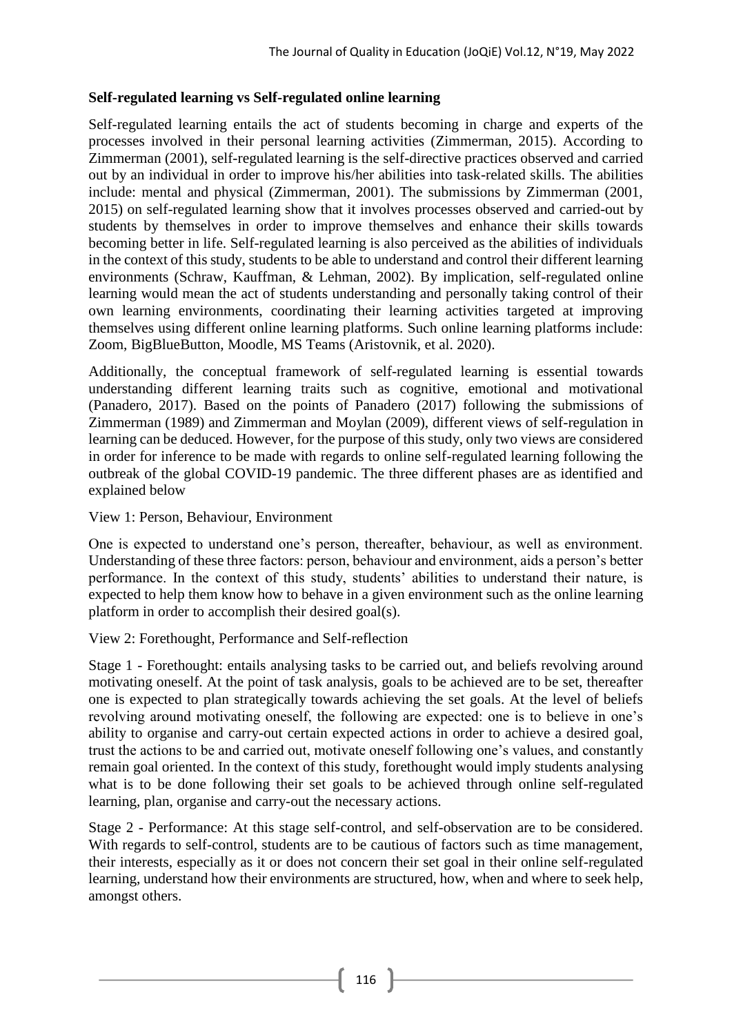**Self-regulated learning vs Self-regulated online learning**

Self-regulated learning entails the act of students becoming in charge and experts of the processes involved in their personal learning activities (Zimmerman, 2015). According to Zimmerman (2001), self-regulated learning is the self-directive practices observed and carried out by an individual in order to improve his/her abilities into task-related skills. The abilities include: mental and physical (Zimmerman, 2001). The submissions by Zimmerman (2001, 2015) on self-regulated learning show that it involves processes observed and carried-out by students by themselves in order to improve themselves and enhance their skills towards becoming better in life. Self-regulated learning is also perceived as the abilities of individuals in the context of this study, students to be able to understand and control their different learning environments (Schraw, Kauffman, & Lehman, 2002). By implication, self-regulated online learning would mean the act of students understanding and personally taking control of their own learning environments, coordinating their learning activities targeted at improving themselves using different online learning platforms. Such online learning platforms include: Zoom, BigBlueButton, Moodle, MS Teams (Aristovnik, et al. 2020).

Additionally, the conceptual framework of self-regulated learning is essential towards understanding different learning traits such as cognitive, emotional and motivational (Panadero, 2017). Based on the points of Panadero (2017) following the submissions of Zimmerman (1989) and Zimmerman and Moylan (2009), different views of self-regulation in learning can be deduced. However, for the purpose of this study, only two views are considered in order for inference to be made with regards to online self-regulated learning following the outbreak of the global COVID-19 pandemic. The three different phases are as identified and explained below

View 1: Person, Behaviour, Environment

One is expected to understand one's person, thereafter, behaviour, as well as environment. Understanding of these three factors: person, behaviour and environment, aids a person's better performance. In the context of this study, students' abilities to understand their nature, is expected to help them know how to behave in a given environment such as the online learning platform in order to accomplish their desired goal(s).

View 2: Forethought, Performance and Self-reflection

Stage 1 - Forethought: entails analysing tasks to be carried out, and beliefs revolving around motivating oneself. At the point of task analysis, goals to be achieved are to be set, thereafter one is expected to plan strategically towards achieving the set goals. At the level of beliefs revolving around motivating oneself, the following are expected: one is to believe in one's ability to organise and carry-out certain expected actions in order to achieve a desired goal, trust the actions to be and carried out, motivate oneself following one's values, and constantly remain goal oriented. In the context of this study, forethought would imply students analysing what is to be done following their set goals to be achieved through online self-regulated learning, plan, organise and carry-out the necessary actions.

Stage 2 - Performance: At this stage self-control, and self-observation are to be considered. With regards to self-control, students are to be cautious of factors such as time management, their interests, especially as it or does not concern their set goal in their online self-regulated learning, understand how their environments are structured, how, when and where to seek help, amongst others.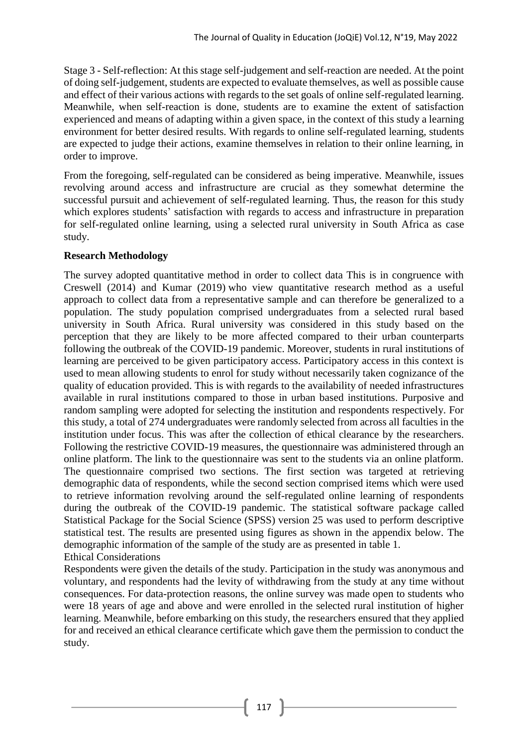Stage 3 - Self-reflection: At this stage self-judgement and self-reaction are needed. At the point of doing self-judgement, students are expected to evaluate themselves, as well as possible cause and effect of their various actions with regards to the set goals of online self-regulated learning. Meanwhile, when self-reaction is done, students are to examine the extent of satisfaction experienced and means of adapting within a given space, in the context of this study a learning environment for better desired results. With regards to online self-regulated learning, students are expected to judge their actions, examine themselves in relation to their online learning, in order to improve.

From the foregoing, self-regulated can be considered as being imperative. Meanwhile, issues revolving around access and infrastructure are crucial as they somewhat determine the successful pursuit and achievement of self-regulated learning. Thus, the reason for this study which explores students' satisfaction with regards to access and infrastructure in preparation for self-regulated online learning, using a selected rural university in South Africa as case study.

**Research Methodology**

The survey adopted quantitative method in order to collect data This is in congruence with Creswell (2014) and Kumar (2019) who view quantitative research method as a useful approach to collect data from a representative sample and can therefore be generalized to a population. The study population comprised undergraduates from a selected rural based university in South Africa. Rural university was considered in this study based on the perception that they are likely to be more affected compared to their urban counterparts following the outbreak of the COVID-19 pandemic. Moreover, students in rural institutions of learning are perceived to be given participatory access. Participatory access in this context is used to mean allowing students to enrol for study without necessarily taken cognizance of the quality of education provided. This is with regards to the availability of needed infrastructures available in rural institutions compared to those in urban based institutions. Purposive and random sampling were adopted for selecting the institution and respondents respectively. For this study, a total of 274 undergraduates were randomly selected from across all faculties in the institution under focus. This was after the collection of ethical clearance by the researchers. Following the restrictive COVID-19 measures, the questionnaire was administered through an online platform. The link to the questionnaire was sent to the students via an online platform. The questionnaire comprised two sections. The first section was targeted at retrieving demographic data of respondents, while the second section comprised items which were used to retrieve information revolving around the self-regulated online learning of respondents during the outbreak of the COVID-19 pandemic. The statistical software package called Statistical Package for the Social Science (SPSS) version 25 was used to perform descriptive statistical test. The results are presented using figures as shown in the appendix below. The demographic information of the sample of the study are as presented in table 1.

Ethical Considerations

Respondents were given the details of the study. Participation in the study was anonymous and voluntary, and respondents had the levity of withdrawing from the study at any time without consequences. For data-protection reasons, the online survey was made open to students who were 18 years of age and above and were enrolled in the selected rural institution of higher learning. Meanwhile, before embarking on this study, the researchers ensured that they applied for and received an ethical clearance certificate which gave them the permission to conduct the study.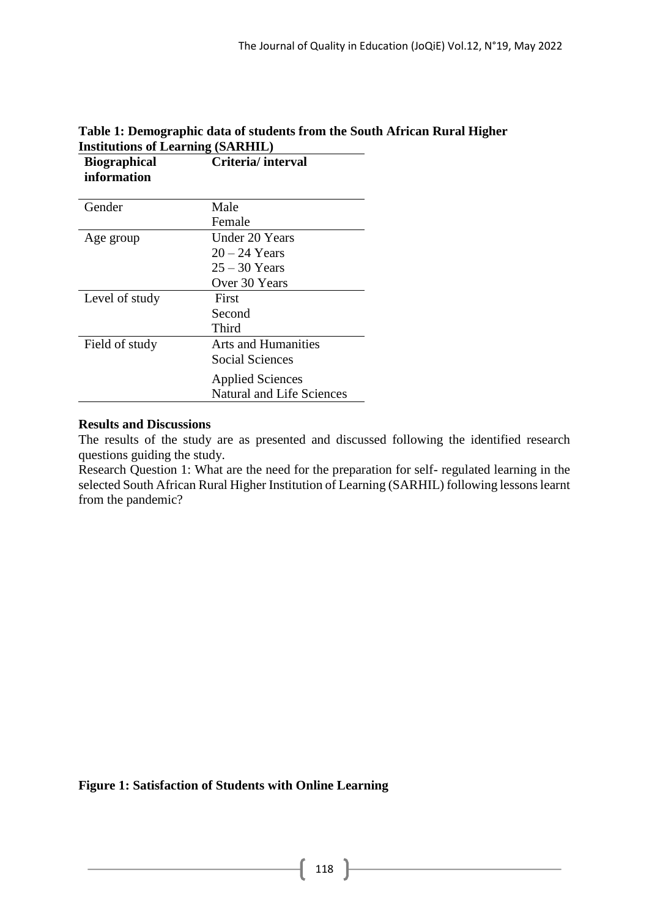**Table 1: Demographic data of students from the South African Rural Higher Institutions of Learning (SARHIL)**

| Biographical information | Criteria/ interval |
|---|---|
| Gender | Male |
| | Female |
| Age group | Under 20 Years |
| | 20 – 24 Years |
| | 25 – 30 Years |
| | Over 30 Years |
| Level of study | First |
| | Second |
| | Third |
| Field of study | Arts and Humanities |
| | Social Sciences |
| | Applied Sciences |
| | Natural and Life Sciences |

## Results and Discussions

The results of the study are as presented and discussed following the identified research questions guiding the study.

Research Question 1: What are the need for the preparation for self- regulated learning in the selected South African Rural Higher Institution of Learning (SARHIL) following lessons learnt from the pandemic?

**Figure 1: Satisfaction of Students with Online Learning**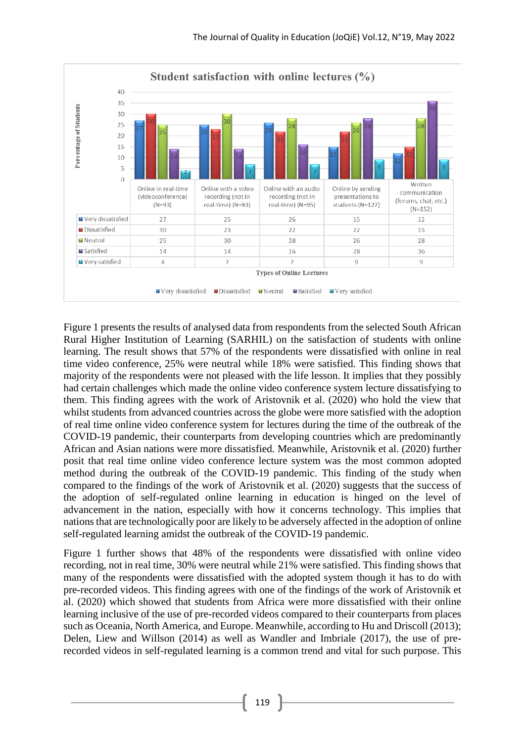**Student satisfaction with online lectures (%)**

| | Online in real-time (videoconference) (N=93) | Online with a video recording (not in real-time) (N=83) | Online with an audio recording (not in real-time) (N=95) | Online by sending presentations to students (N=127) | Written communication (forums, chat, etc.) (N=152) |
|---|---|---|---|---|---|
| Very dissatisfied | 27 | 25 | 26 | 15 | 12 |
| Dissatisfied | 30 | 23 | 22 | 22 | 15 |
| Neutral | 25 | 30 | 28 | 26 | 28 |
| Satisfied | 14 | 14 | 16 | 28 | 36 |
| Very satisfied | 4 | 7 | 7 | 9 | 9 |

Types of Online Lectures

Figure 1 presents the results of analysed data from respondents from the selected South African Rural Higher Institution of Learning (SARHIL) on the satisfaction of students with online learning. The result shows that 57% of the respondents were dissatisfied with online in real time video conference, 25% were neutral while 18% were satisfied. This finding shows that majority of the respondents were not pleased with the life lesson. It implies that they possibly had certain challenges which made the online video conference system lecture dissatisfying to them. This finding agrees with the work of Aristovnik et al. (2020) who hold the view that whilst students from advanced countries across the globe were more satisfied with the adoption of real time online video conference system for lectures during the time of the outbreak of the COVID-19 pandemic, their counterparts from developing countries which are predominantly African and Asian nations were more dissatisfied. Meanwhile, Aristovnik et al. (2020) further posit that real time online video conference lecture system was the most common adopted method during the outbreak of the COVID-19 pandemic. This finding of the study when compared to the findings of the work of Aristovnik et al. (2020) suggests that the success of the adoption of self-regulated online learning in education is hinged on the level of advancement in the nation, especially with how it concerns technology. This implies that nations that are technologically poor are likely to be adversely affected in the adoption of online self-regulated learning amidst the outbreak of the COVID-19 pandemic.

Figure 1 further shows that 48% of the respondents were dissatisfied with online video recording, not in real time, 30% were neutral while 21% were satisfied. This finding shows that many of the respondents were dissatisfied with the adopted system though it has to do with pre-recorded videos. This finding agrees with one of the findings of the work of Aristovnik et al. (2020) which showed that students from Africa were more dissatisfied with their online learning inclusive of the use of pre-recorded videos compared to their counterparts from places such as Oceania, North America, and Europe. Meanwhile, according to Hu and Driscoll (2013); Delen, Liew and Willson (2014) as well as Wandler and Imbriale (2017), the use of pre-recorded videos in self-regulated learning is a common trend and vital for such purpose. This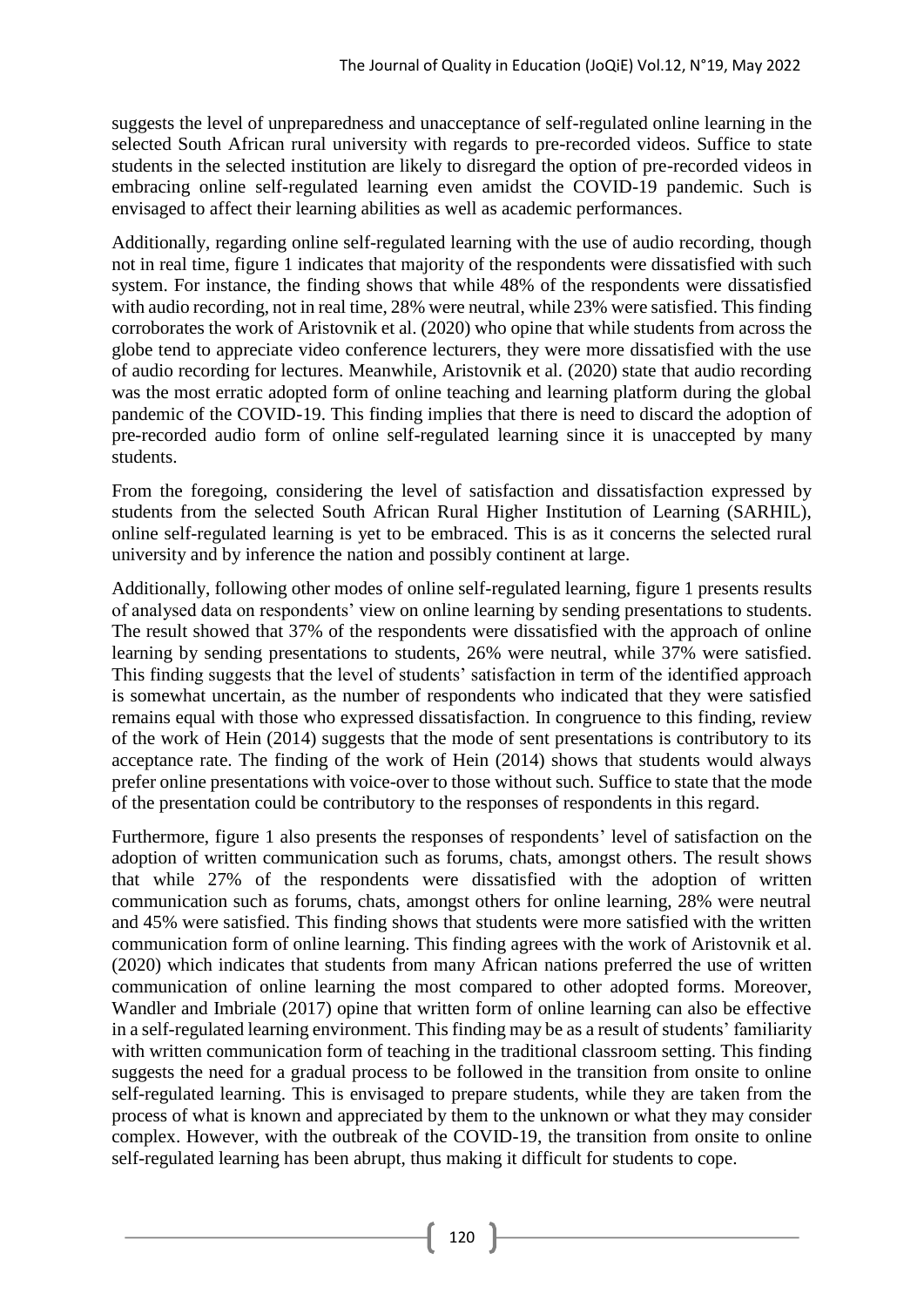suggests the level of unpreparedness and unacceptance of self-regulated online learning in the selected South African rural university with regards to pre-recorded videos. Suffice to state students in the selected institution are likely to disregard the option of pre-recorded videos in embracing online self-regulated learning even amidst the COVID-19 pandemic. Such is envisaged to affect their learning abilities as well as academic performances.

Additionally, regarding online self-regulated learning with the use of audio recording, though not in real time, figure 1 indicates that majority of the respondents were dissatisfied with such system. For instance, the finding shows that while 48% of the respondents were dissatisfied with audio recording, not in real time, 28% were neutral, while 23% were satisfied. This finding corroborates the work of Aristovnik et al. (2020) who opine that while students from across the globe tend to appreciate video conference lecturers, they were more dissatisfied with the use of audio recording for lectures. Meanwhile, Aristovnik et al. (2020) state that audio recording was the most erratic adopted form of online teaching and learning platform during the global pandemic of the COVID-19. This finding implies that there is need to discard the adoption of pre-recorded audio form of online self-regulated learning since it is unaccepted by many students.

From the foregoing, considering the level of satisfaction and dissatisfaction expressed by students from the selected South African Rural Higher Institution of Learning (SARHIL), online self-regulated learning is yet to be embraced. This is as it concerns the selected rural university and by inference the nation and possibly continent at large.

Additionally, following other modes of online self-regulated learning, figure 1 presents results of analysed data on respondents' view on online learning by sending presentations to students. The result showed that 37% of the respondents were dissatisfied with the approach of online learning by sending presentations to students, 26% were neutral, while 37% were satisfied. This finding suggests that the level of students' satisfaction in term of the identified approach is somewhat uncertain, as the number of respondents who indicated that they were satisfied remains equal with those who expressed dissatisfaction. In congruence to this finding, review of the work of Hein (2014) suggests that the mode of sent presentations is contributory to its acceptance rate. The finding of the work of Hein (2014) shows that students would always prefer online presentations with voice-over to those without such. Suffice to state that the mode of the presentation could be contributory to the responses of respondents in this regard.

Furthermore, figure 1 also presents the responses of respondents' level of satisfaction on the adoption of written communication such as forums, chats, amongst others. The result shows that while 27% of the respondents were dissatisfied with the adoption of written communication such as forums, chats, amongst others for online learning, 28% were neutral and 45% were satisfied. This finding shows that students were more satisfied with the written communication form of online learning. This finding agrees with the work of Aristovnik et al. (2020) which indicates that students from many African nations preferred the use of written communication of online learning the most compared to other adopted forms. Moreover, Wandler and Imbriale (2017) opine that written form of online learning can also be effective in a self-regulated learning environment. This finding may be as a result of students' familiarity with written communication form of teaching in the traditional classroom setting. This finding suggests the need for a gradual process to be followed in the transition from onsite to online self-regulated learning. This is envisaged to prepare students, while they are taken from the process of what is known and appreciated by them to the unknown or what they may consider complex. However, with the outbreak of the COVID-19, the transition from onsite to online self-regulated learning has been abrupt, thus making it difficult for students to cope.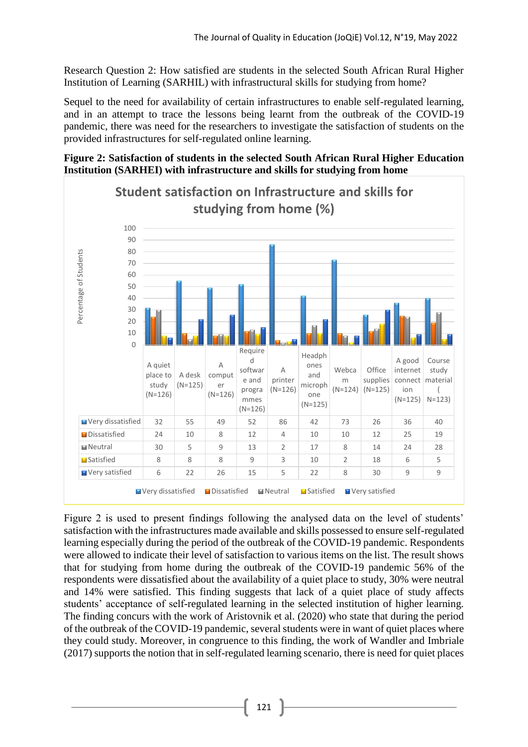Research Question 2: How satisfied are students in the selected South African Rural Higher Institution of Learning (SARHIL) with infrastructural skills for studying from home?

Sequel to the need for availability of certain infrastructures to enable self-regulated learning, and in an attempt to trace the lessons being learnt from the outbreak of the COVID-19 pandemic, there was need for the researchers to investigate the satisfaction of students on the provided infrastructures for self-regulated online learning.

**Figure 2: Satisfaction of students in the selected South African Rural Higher Education Institution (SARHEI) with infrastructure and skills for studying from home**

**Student satisfaction on Infrastructure and skills for studying from home (%)**

| | A quiet place to study (N=126) | A desk (N=125) | A computer (N=126) | Required software and programmes (N=126) | A printer (N=126) | Headphones and microphone (N=125) | Webcam (N=124) | Office supplies (N=125) | A good internet connection (N=125) | Course study material (N=123) |
|---|---|---|---|---|---|---|---|---|---|---|
| Very dissatisfied | 32 | 55 | 49 | 52 | 86 | 42 | 73 | 26 | 36 | 40 |
| Dissatisfied | 24 | 10 | 8 | 12 | 4 | 10 | 10 | 12 | 25 | 19 |
| Neutral | 30 | 5 | 9 | 13 | 2 | 17 | 8 | 14 | 24 | 28 |
| Satisfied | 8 | 8 | 8 | 9 | 3 | 10 | 2 | 18 | 6 | 5 |
| Very satisfied | 6 | 22 | 26 | 15 | 5 | 22 | 8 | 30 | 9 | 9 |

Figure 2 is used to present findings following the analysed data on the level of students' satisfaction with the infrastructures made available and skills possessed to ensure self-regulated learning especially during the period of the outbreak of the COVID-19 pandemic. Respondents were allowed to indicate their level of satisfaction to various items on the list. The result shows that for studying from home during the outbreak of the COVID-19 pandemic 56% of the respondents were dissatisfied about the availability of a quiet place to study, 30% were neutral and 14% were satisfied. This finding suggests that lack of a quiet place of study affects students' acceptance of self-regulated learning in the selected institution of higher learning. The finding concurs with the work of Aristovnik et al. (2020) who state that during the period of the outbreak of the COVID-19 pandemic, several students were in want of quiet places where they could study. Moreover, in congruence to this finding, the work of Wandler and Imbriale (2017) supports the notion that in self-regulated learning scenario, there is need for quiet places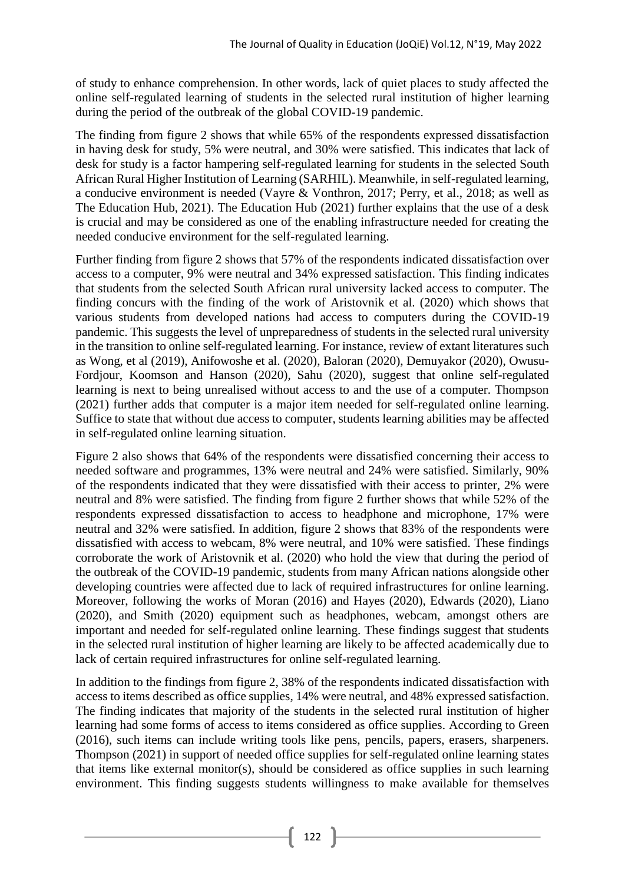of study to enhance comprehension. In other words, lack of quiet places to study affected the online self-regulated learning of students in the selected rural institution of higher learning during the period of the outbreak of the global COVID-19 pandemic.

The finding from figure 2 shows that while 65% of the respondents expressed dissatisfaction in having desk for study, 5% were neutral, and 30% were satisfied. This indicates that lack of desk for study is a factor hampering self-regulated learning for students in the selected South African Rural Higher Institution of Learning (SARHIL). Meanwhile, in self-regulated learning, a conducive environment is needed (Vayre & Vonthron, 2017; Perry, et al., 2018; as well as The Education Hub, 2021). The Education Hub (2021) further explains that the use of a desk is crucial and may be considered as one of the enabling infrastructure needed for creating the needed conducive environment for the self-regulated learning.

Further finding from figure 2 shows that 57% of the respondents indicated dissatisfaction over access to a computer, 9% were neutral and 34% expressed satisfaction. This finding indicates that students from the selected South African rural university lacked access to computer. The finding concurs with the finding of the work of Aristovnik et al. (2020) which shows that various students from developed nations had access to computers during the COVID-19 pandemic. This suggests the level of unpreparedness of students in the selected rural university in the transition to online self-regulated learning. For instance, review of extant literatures such as Wong, et al (2019), Anifowoshe et al. (2020), Baloran (2020), Demuyakor (2020), Owusu-Fordjour, Koomson and Hanson (2020), Sahu (2020), suggest that online self-regulated learning is next to being unrealised without access to and the use of a computer. Thompson (2021) further adds that computer is a major item needed for self-regulated online learning. Suffice to state that without due access to computer, students learning abilities may be affected in self-regulated online learning situation.

Figure 2 also shows that 64% of the respondents were dissatisfied concerning their access to needed software and programmes, 13% were neutral and 24% were satisfied. Similarly, 90% of the respondents indicated that they were dissatisfied with their access to printer, 2% were neutral and 8% were satisfied. The finding from figure 2 further shows that while 52% of the respondents expressed dissatisfaction to access to headphone and microphone, 17% were neutral and 32% were satisfied. In addition, figure 2 shows that 83% of the respondents were dissatisfied with access to webcam, 8% were neutral, and 10% were satisfied. These findings corroborate the work of Aristovnik et al. (2020) who hold the view that during the period of the outbreak of the COVID-19 pandemic, students from many African nations alongside other developing countries were affected due to lack of required infrastructures for online learning. Moreover, following the works of Moran (2016) and Hayes (2020), Edwards (2020), Liano (2020), and Smith (2020) equipment such as headphones, webcam, amongst others are important and needed for self-regulated online learning. These findings suggest that students in the selected rural institution of higher learning are likely to be affected academically due to lack of certain required infrastructures for online self-regulated learning.

In addition to the findings from figure 2, 38% of the respondents indicated dissatisfaction with access to items described as office supplies, 14% were neutral, and 48% expressed satisfaction. The finding indicates that majority of the students in the selected rural institution of higher learning had some forms of access to items considered as office supplies. According to Green (2016), such items can include writing tools like pens, pencils, papers, erasers, sharpeners. Thompson (2021) in support of needed office supplies for self-regulated online learning states that items like external monitor(s), should be considered as office supplies in such learning environment. This finding suggests students willingness to make available for themselves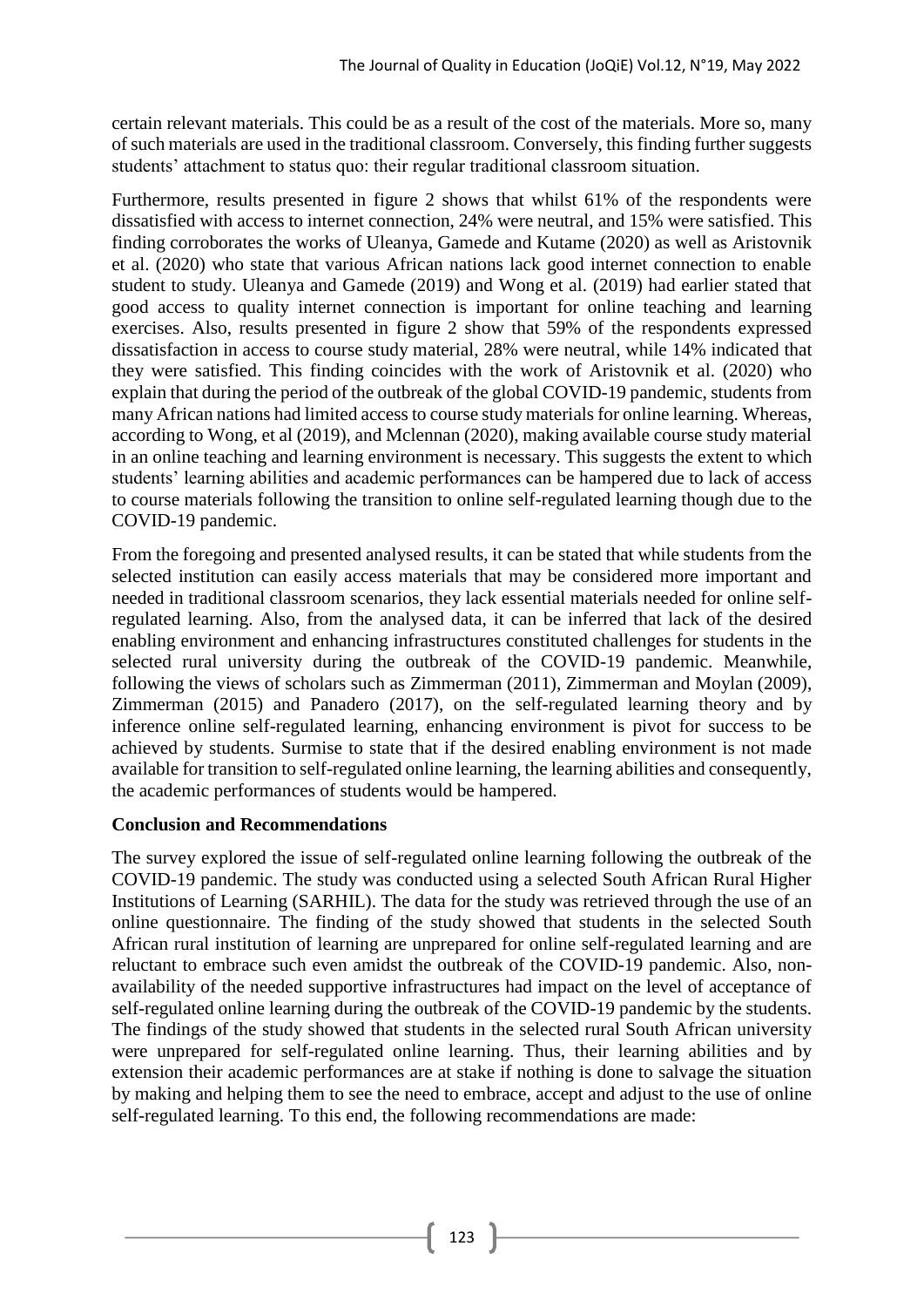certain relevant materials. This could be as a result of the cost of the materials. More so, many of such materials are used in the traditional classroom. Conversely, this finding further suggests students' attachment to status quo: their regular traditional classroom situation.

Furthermore, results presented in figure 2 shows that whilst 61% of the respondents were dissatisfied with access to internet connection, 24% were neutral, and 15% were satisfied. This finding corroborates the works of Uleanya, Gamede and Kutame (2020) as well as Aristovnik et al. (2020) who state that various African nations lack good internet connection to enable student to study. Uleanya and Gamede (2019) and Wong et al. (2019) had earlier stated that good access to quality internet connection is important for online teaching and learning exercises. Also, results presented in figure 2 show that 59% of the respondents expressed dissatisfaction in access to course study material, 28% were neutral, while 14% indicated that they were satisfied. This finding coincides with the work of Aristovnik et al. (2020) who explain that during the period of the outbreak of the global COVID-19 pandemic, students from many African nations had limited access to course study materials for online learning. Whereas, according to Wong, et al (2019), and Mclennan (2020), making available course study material in an online teaching and learning environment is necessary. This suggests the extent to which students' learning abilities and academic performances can be hampered due to lack of access to course materials following the transition to online self-regulated learning though due to the COVID-19 pandemic.

From the foregoing and presented analysed results, it can be stated that while students from the selected institution can easily access materials that may be considered more important and needed in traditional classroom scenarios, they lack essential materials needed for online self-regulated learning. Also, from the analysed data, it can be inferred that lack of the desired enabling environment and enhancing infrastructures constituted challenges for students in the selected rural university during the outbreak of the COVID-19 pandemic. Meanwhile, following the views of scholars such as Zimmerman (2011), Zimmerman and Moylan (2009), Zimmerman (2015) and Panadero (2017), on the self-regulated learning theory and by inference online self-regulated learning, enhancing environment is pivot for success to be achieved by students. Surmise to state that if the desired enabling environment is not made available for transition to self-regulated online learning, the learning abilities and consequently, the academic performances of students would be hampered.

**Conclusion and Recommendations**

The survey explored the issue of self-regulated online learning following the outbreak of the COVID-19 pandemic. The study was conducted using a selected South African Rural Higher Institutions of Learning (SARHIL). The data for the study was retrieved through the use of an online questionnaire. The finding of the study showed that students in the selected South African rural institution of learning are unprepared for online self-regulated learning and are reluctant to embrace such even amidst the outbreak of the COVID-19 pandemic. Also, non-availability of the needed supportive infrastructures had impact on the level of acceptance of self-regulated online learning during the outbreak of the COVID-19 pandemic by the students. The findings of the study showed that students in the selected rural South African university were unprepared for self-regulated online learning. Thus, their learning abilities and by extension their academic performances are at stake if nothing is done to salvage the situation by making and helping them to see the need to embrace, accept and adjust to the use of online self-regulated learning. To this end, the following recommendations are made: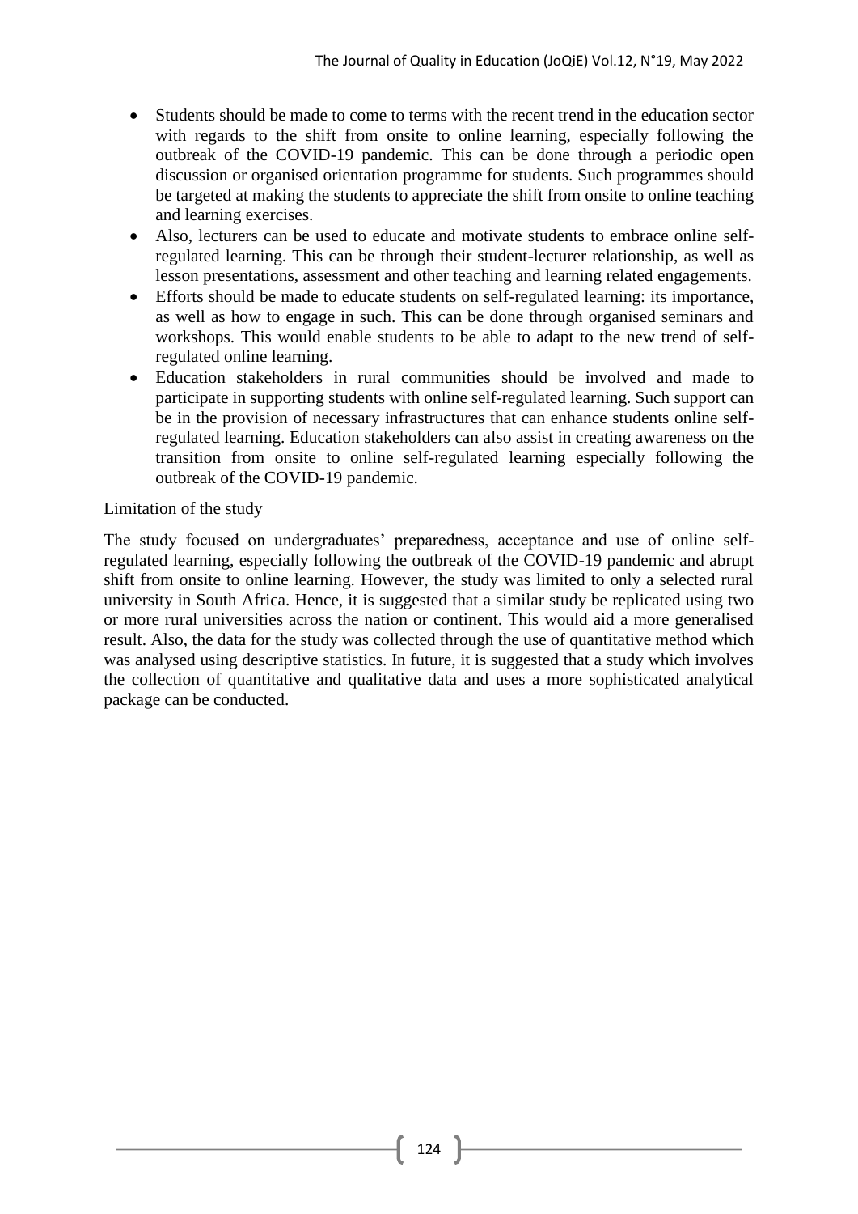- Students should be made to come to terms with the recent trend in the education sector with regards to the shift from onsite to online learning, especially following the outbreak of the COVID-19 pandemic. This can be done through a periodic open discussion or organised orientation programme for students. Such programmes should be targeted at making the students to appreciate the shift from onsite to online teaching and learning exercises.
- Also, lecturers can be used to educate and motivate students to embrace online self-regulated learning. This can be through their student-lecturer relationship, as well as lesson presentations, assessment and other teaching and learning related engagements.
- Efforts should be made to educate students on self-regulated learning: its importance, as well as how to engage in such. This can be done through organised seminars and workshops. This would enable students to be able to adapt to the new trend of self-regulated online learning.
- Education stakeholders in rural communities should be involved and made to participate in supporting students with online self-regulated learning. Such support can be in the provision of necessary infrastructures that can enhance students online self-regulated learning. Education stakeholders can also assist in creating awareness on the transition from onsite to online self-regulated learning especially following the outbreak of the COVID-19 pandemic.

## Limitation of the study

The study focused on undergraduates' preparedness, acceptance and use of online self-regulated learning, especially following the outbreak of the COVID-19 pandemic and abrupt shift from onsite to online learning. However, the study was limited to only a selected rural university in South Africa. Hence, it is suggested that a similar study be replicated using two or more rural universities across the nation or continent. This would aid a more generalised result. Also, the data for the study was collected through the use of quantitative method which was analysed using descriptive statistics. In future, it is suggested that a study which involves the collection of quantitative and qualitative data and uses a more sophisticated analytical package can be conducted.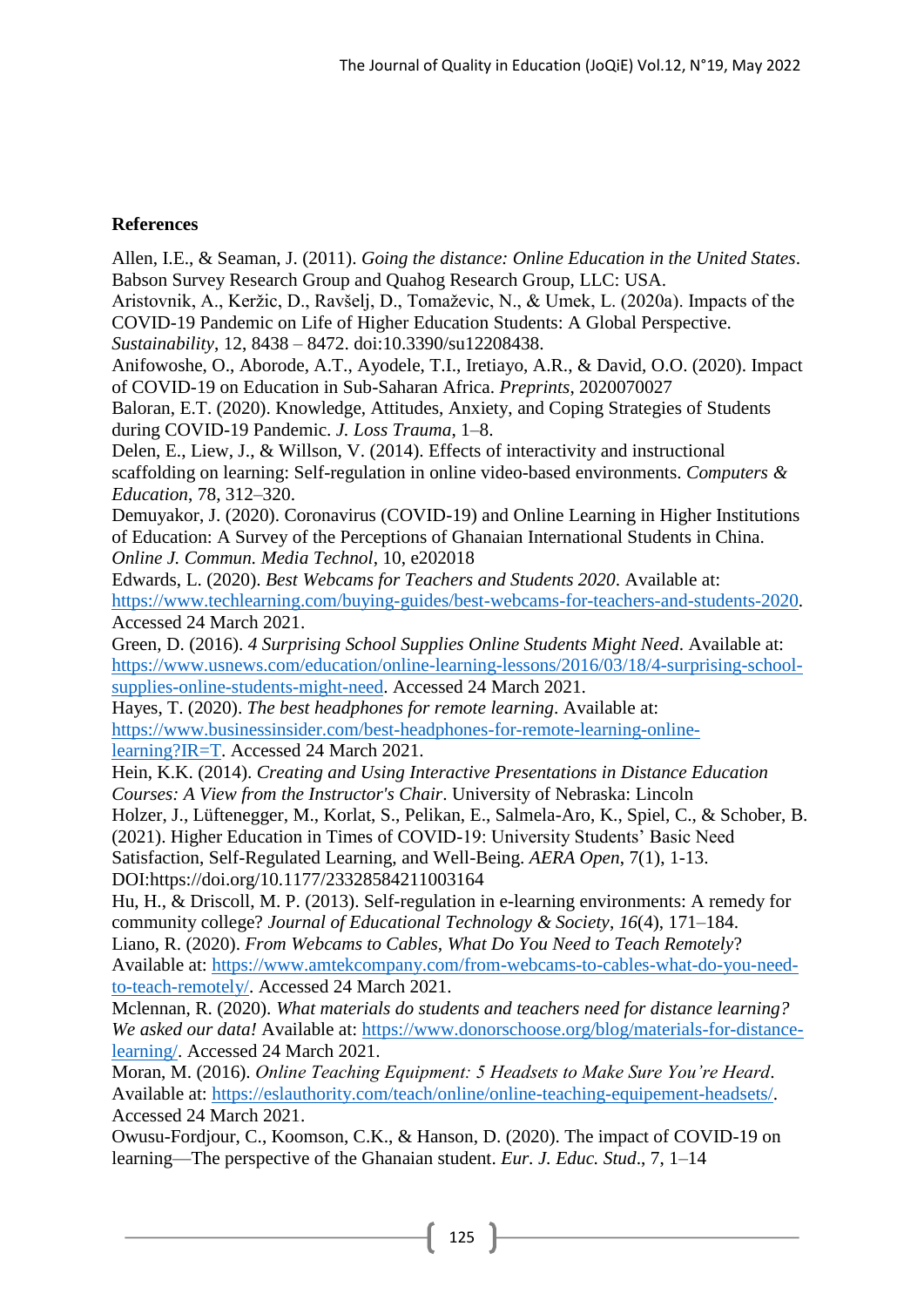**References**

Allen, I.E., & Seaman, J. (2011). *Going the distance: Online Education in the United States*. Babson Survey Research Group and Quahog Research Group, LLC: USA.

Aristovnik, A., Keržic, D., Ravšelj, D., Tomaževic, N., & Umek, L. (2020a). Impacts of the COVID-19 Pandemic on Life of Higher Education Students: A Global Perspective. *Sustainability*, 12, 8438 – 8472. doi:10.3390/su12208438.

Anifowoshe, O., Aborode, A.T., Ayodele, T.I., Iretiayo, A.R., & David, O.O. (2020). Impact of COVID-19 on Education in Sub-Saharan Africa. *Preprints*, 2020070027

Baloran, E.T. (2020). Knowledge, Attitudes, Anxiety, and Coping Strategies of Students during COVID-19 Pandemic. *J. Loss Trauma*, 1–8.

Delen, E., Liew, J., & Willson, V. (2014). Effects of interactivity and instructional scaffolding on learning: Self-regulation in online video-based environments. *Computers & Education*, 78, 312–320.

Demuyakor, J. (2020). Coronavirus (COVID-19) and Online Learning in Higher Institutions of Education: A Survey of the Perceptions of Ghanaian International Students in China. *Online J. Commun. Media Technol*, 10, e202018

Edwards, L. (2020). *Best Webcams for Teachers and Students 2020*. Available at: https://www.techlearning.com/buying-guides/best-webcams-for-teachers-and-students-2020. Accessed 24 March 2021.

Green, D. (2016). *4 Surprising School Supplies Online Students Might Need*. Available at: https://www.usnews.com/education/online-learning-lessons/2016/03/18/4-surprising-school-supplies-online-students-might-need. Accessed 24 March 2021.

Hayes, T. (2020). *The best headphones for remote learning*. Available at: https://www.businessinsider.com/best-headphones-for-remote-learning-online-learning?IR=T. Accessed 24 March 2021.

Hein, K.K. (2014). *Creating and Using Interactive Presentations in Distance Education Courses: A View from the Instructor's Chair*. University of Nebraska: Lincoln

Holzer, J., Lüftenegger, M., Korlat, S., Pelikan, E., Salmela-Aro, K., Spiel, C., & Schober, B. (2021). Higher Education in Times of COVID-19: University Students' Basic Need Satisfaction, Self-Regulated Learning, and Well-Being. *AERA Open*, 7(1), 1-13. DOI:https://doi.org/10.1177/23328584211003164

Hu, H., & Driscoll, M. P. (2013). Self-regulation in e-learning environments: A remedy for community college? *Journal of Educational Technology & Society*, *16*(4), 171–184.

Liano, R. (2020). *From Webcams to Cables, What Do You Need to Teach Remotely*? Available at: https://www.amtekcompany.com/from-webcams-to-cables-what-do-you-need-to-teach-remotely/. Accessed 24 March 2021.

Mclennan, R. (2020). *What materials do students and teachers need for distance learning? We asked our data!* Available at: https://www.donorschoose.org/blog/materials-for-distance-learning/. Accessed 24 March 2021.

Moran, M. (2016). *Online Teaching Equipment: 5 Headsets to Make Sure You're Heard*. Available at: https://eslauthority.com/teach/online/online-teaching-equipement-headsets/. Accessed 24 March 2021.

Owusu-Fordjour, C., Koomson, C.K., & Hanson, D. (2020). The impact of COVID-19 on learning—The perspective of the Ghanaian student. *Eur. J. Educ. Stud*., 7, 1–14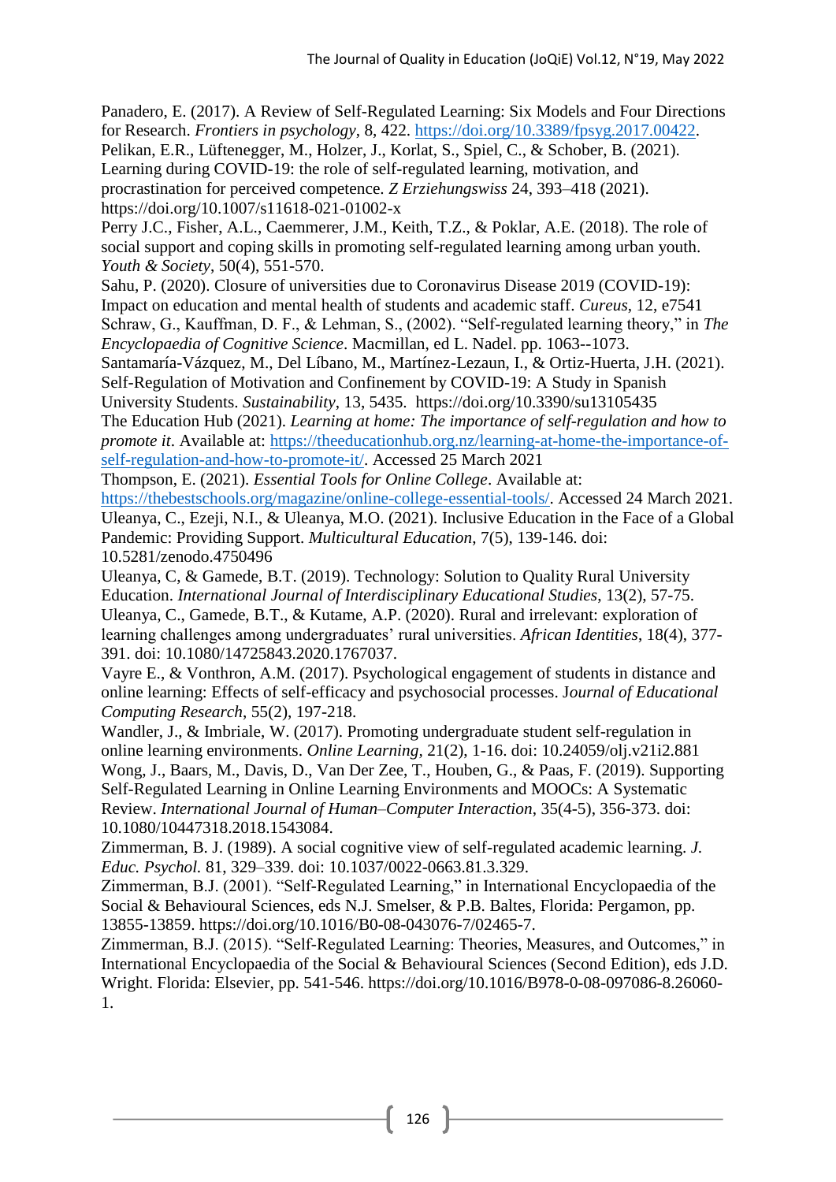Panadero, E. (2017). A Review of Self-Regulated Learning: Six Models and Four Directions for Research. *Frontiers in psychology*, 8, 422. https://doi.org/10.3389/fpsyg.2017.00422.

Pelikan, E.R., Lüftenegger, M., Holzer, J., Korlat, S., Spiel, C., & Schober, B. (2021). Learning during COVID-19: the role of self-regulated learning, motivation, and procrastination for perceived competence. *Z Erziehungswiss* 24, 393–418 (2021). https://doi.org/10.1007/s11618-021-01002-x

Perry J.C., Fisher, A.L., Caemmerer, J.M., Keith, T.Z., & Poklar, A.E. (2018). The role of social support and coping skills in promoting self-regulated learning among urban youth. *Youth & Society*, 50(4), 551-570.

Sahu, P. (2020). Closure of universities due to Coronavirus Disease 2019 (COVID-19): Impact on education and mental health of students and academic staff. *Cureus*, 12, e7541

Schraw, G., Kauffman, D. F., & Lehman, S., (2002). "Self-regulated learning theory," in *The Encyclopaedia of Cognitive Science*. Macmillan, ed L. Nadel. pp. 1063--1073.

Santamaría-Vázquez, M., Del Líbano, M., Martínez-Lezaun, I., & Ortiz-Huerta, J.H. (2021). Self-Regulation of Motivation and Confinement by COVID-19: A Study in Spanish University Students. *Sustainability*, 13, 5435. https://doi.org/10.3390/su13105435

The Education Hub (2021). *Learning at home: The importance of self-regulation and how to promote it*. Available at: https://theeducationhub.org.nz/learning-at-home-the-importance-of-self-regulation-and-how-to-promote-it/. Accessed 25 March 2021

Thompson, E. (2021). *Essential Tools for Online College*. Available at: https://thebestschools.org/magazine/online-college-essential-tools/. Accessed 24 March 2021.

Uleanya, C., Ezeji, N.I., & Uleanya, M.O. (2021). Inclusive Education in the Face of a Global Pandemic: Providing Support. *Multicultural Education*, 7(5), 139-146. doi: 10.5281/zenodo.4750496

Uleanya, C, & Gamede, B.T. (2019). Technology: Solution to Quality Rural University Education. *International Journal of Interdisciplinary Educational Studies*, 13(2), 57-75.

Uleanya, C., Gamede, B.T., & Kutame, A.P. (2020). Rural and irrelevant: exploration of learning challenges among undergraduates' rural universities. *African Identities*, 18(4), 377-391. doi: 10.1080/14725843.2020.1767037.

Vayre E., & Vonthron, A.M. (2017). Psychological engagement of students in distance and online learning: Effects of self-efficacy and psychosocial processes. J*ournal of Educational Computing Research*, 55(2), 197-218.

Wandler, J., & Imbriale, W. (2017). Promoting undergraduate student self-regulation in online learning environments. *Online Learning*, 21(2), 1-16. doi: 10.24059/olj.v21i2.881

Wong, J., Baars, M., Davis, D., Van Der Zee, T., Houben, G., & Paas, F. (2019). Supporting Self-Regulated Learning in Online Learning Environments and MOOCs: A Systematic Review. *International Journal of Human–Computer Interaction*, 35(4-5), 356-373. doi: 10.1080/10447318.2018.1543084.

Zimmerman, B. J. (1989). A social cognitive view of self-regulated academic learning. *J. Educ. Psychol.* 81, 329–339. doi: 10.1037/0022-0663.81.3.329.

Zimmerman, B.J. (2001). "Self-Regulated Learning," in International Encyclopaedia of the Social & Behavioural Sciences, eds N.J. Smelser, & P.B. Baltes, Florida: Pergamon, pp. 13855-13859. https://doi.org/10.1016/B0-08-043076-7/02465-7.

Zimmerman, B.J. (2015). "Self-Regulated Learning: Theories, Measures, and Outcomes," in International Encyclopaedia of the Social & Behavioural Sciences (Second Edition), eds J.D. Wright. Florida: Elsevier, pp. 541-546. https://doi.org/10.1016/B978-0-08-097086-8.26060-1.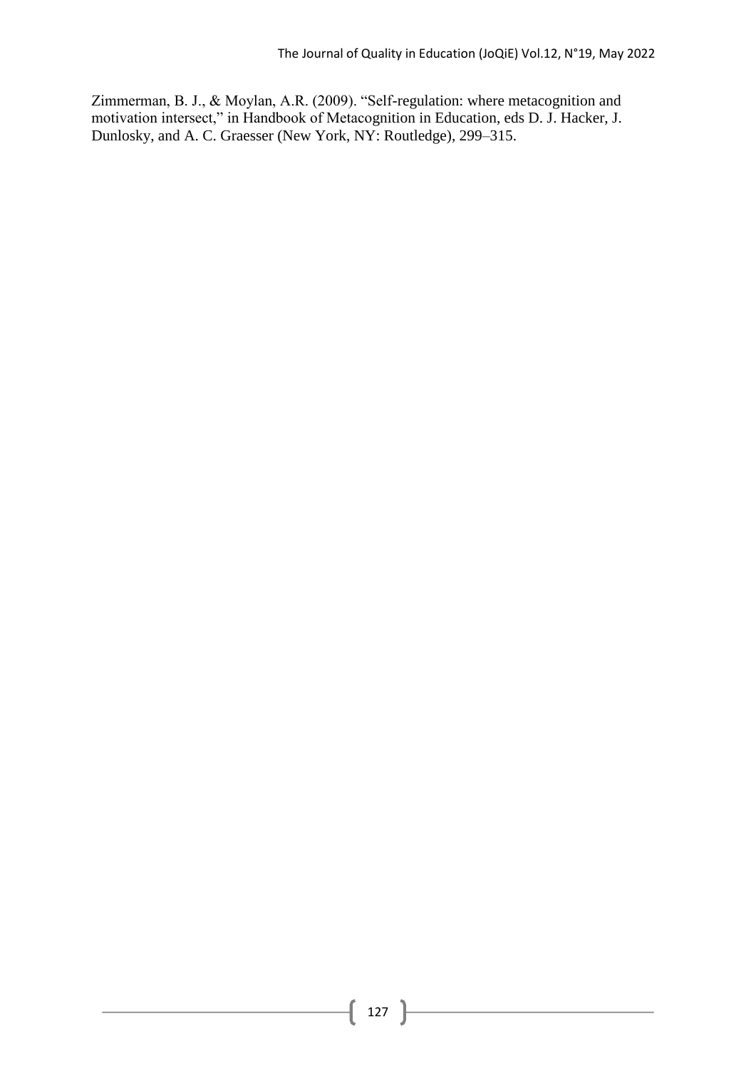Zimmerman, B. J., & Moylan, A.R. (2009). "Self-regulation: where metacognition and motivation intersect," in Handbook of Metacognition in Education, eds D. J. Hacker, J. Dunlosky, and A. C. Graesser (New York, NY: Routledge), 299–315.